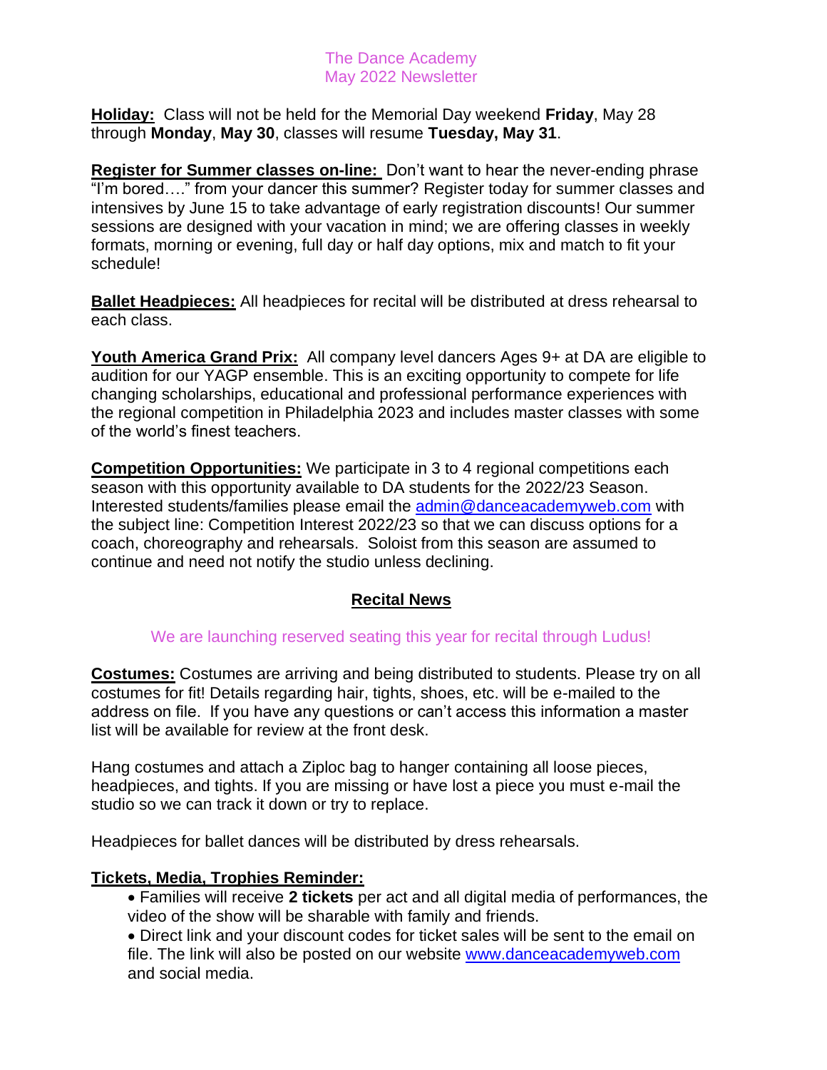# The Dance Academy
## May 2022 Newsletter

**Holiday:** Class will not be held for the Memorial Day weekend **Friday**, May 28 through **Monday**, **May 30**, classes will resume **Tuesday, May 31**.

**Register for Summer classes on-line:** Don't want to hear the never-ending phrase "I'm bored…." from your dancer this summer? Register today for summer classes and intensives by June 15 to take advantage of early registration discounts! Our summer sessions are designed with your vacation in mind; we are offering classes in weekly formats, morning or evening, full day or half day options, mix and match to fit your schedule!

**Ballet Headpieces:** All headpieces for recital will be distributed at dress rehearsal to each class.

**Youth America Grand Prix:** All company level dancers Ages 9+ at DA are eligible to audition for our YAGP ensemble. This is an exciting opportunity to compete for life changing scholarships, educational and professional performance experiences with the regional competition in Philadelphia 2023 and includes master classes with some of the world's finest teachers.

**Competition Opportunities:** We participate in 3 to 4 regional competitions each season with this opportunity available to DA students for the 2022/23 Season. Interested students/families please email the admin@danceacademyweb.com with the subject line: Competition Interest 2022/23 so that we can discuss options for a coach, choreography and rehearsals. Soloist from this season are assumed to continue and need not notify the studio unless declining.

## Recital News

We are launching reserved seating this year for recital through Ludus!

**Costumes:** Costumes are arriving and being distributed to students. Please try on all costumes for fit! Details regarding hair, tights, shoes, etc. will be e-mailed to the address on file. If you have any questions or can't access this information a master list will be available for review at the front desk.

Hang costumes and attach a Ziploc bag to hanger containing all loose pieces, headpieces, and tights. If you are missing or have lost a piece you must e-mail the studio so we can track it down or try to replace.

Headpieces for ballet dances will be distributed by dress rehearsals.

**Tickets, Media, Trophies Reminder:**

- Families will receive **2 tickets** per act and all digital media of performances, the video of the show will be sharable with family and friends.
- Direct link and your discount codes for ticket sales will be sent to the email on file. The link will also be posted on our website www.danceacademyweb.com and social media.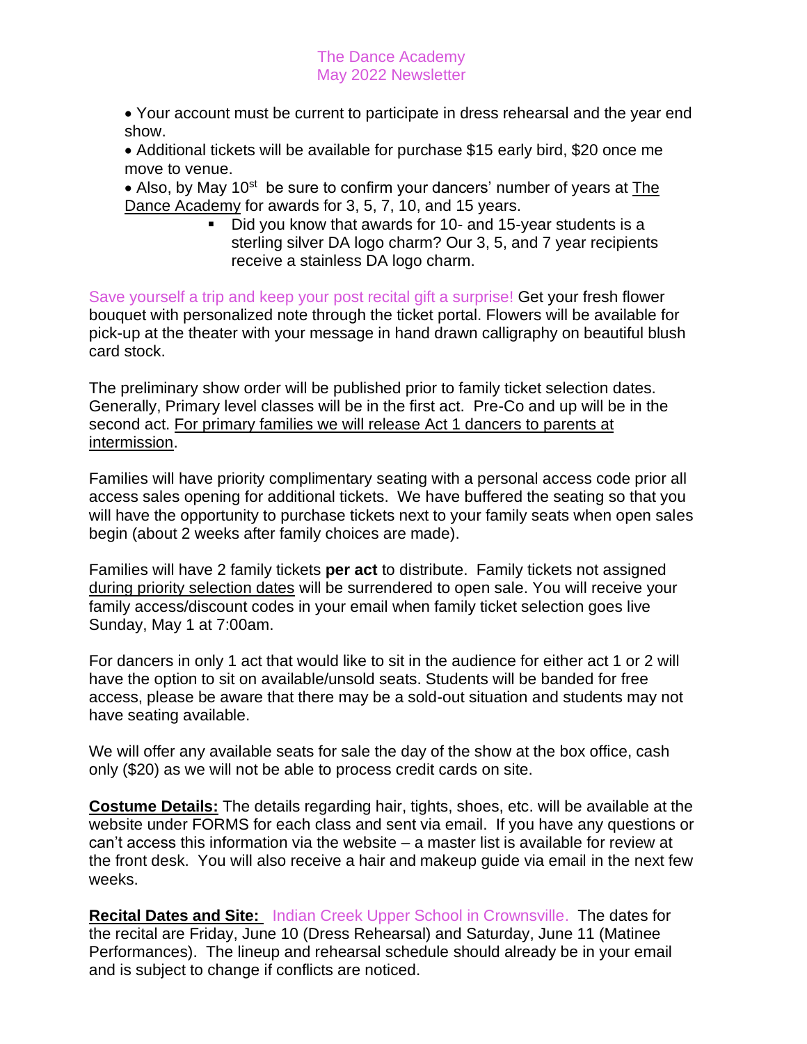- Your account must be current to participate in dress rehearsal and the year end show.
- Additional tickets will be available for purchase $15 early bird, $20 once me move to venue.
- Also, by May 10th be sure to confirm your dancers' number of years at The Dance Academy for awards for 3, 5, 7, 10, and 15 years.
  - Did you know that awards for 10- and 15-year students is a sterling silver DA logo charm? Our 3, 5, and 7 year recipients receive a stainless DA logo charm.

Save yourself a trip and keep your post recital gift a surprise! Get your fresh flower bouquet with personalized note through the ticket portal. Flowers will be available for pick-up at the theater with your message in hand drawn calligraphy on beautiful blush card stock.

The preliminary show order will be published prior to family ticket selection dates. Generally, Primary level classes will be in the first act. Pre-Co and up will be in the second act. For primary families we will release Act 1 dancers to parents at intermission.

Families will have priority complimentary seating with a personal access code prior all access sales opening for additional tickets. We have buffered the seating so that you will have the opportunity to purchase tickets next to your family seats when open sales begin (about 2 weeks after family choices are made).

Families will have 2 family tickets **per act** to distribute. Family tickets not assigned during priority selection dates will be surrendered to open sale. You will receive your family access/discount codes in your email when family ticket selection goes live Sunday, May 1 at 7:00am.

For dancers in only 1 act that would like to sit in the audience for either act 1 or 2 will have the option to sit on available/unsold seats. Students will be banded for free access, please be aware that there may be a sold-out situation and students may not have seating available.

We will offer any available seats for sale the day of the show at the box office, cash only ($20) as we will not be able to process credit cards on site.

**Costume Details:** The details regarding hair, tights, shoes, etc. will be available at the website under FORMS for each class and sent via email. If you have any questions or can't access this information via the website – a master list is available for review at the front desk. You will also receive a hair and makeup guide via email in the next few weeks.

**Recital Dates and Site:** Indian Creek Upper School in Crownsville. The dates for the recital are Friday, June 10 (Dress Rehearsal) and Saturday, June 11 (Matinee Performances). The lineup and rehearsal schedule should already be in your email and is subject to change if conflicts are noticed.